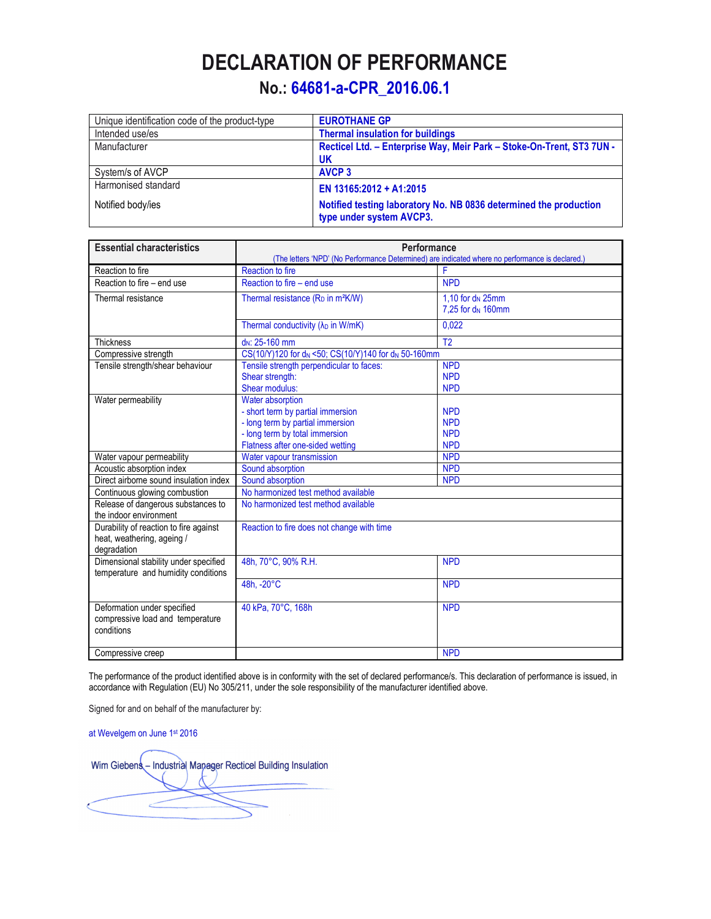# DECLARATION OF PERFORMANCE

## No.: 64681-a-CPR_2016.06.1

| | |
|---|---|
| Unique identification code of the product-type | **EUROTHANE GP** |
| Intended use/es | **Thermal insulation for buildings** |
| Manufacturer | **Recticel Ltd. – Enterprise Way, Meir Park – Stoke-On-Trent, ST3 7UN - UK** |
| System/s of AVCP | **AVCP 3** |
| Harmonised standard | **EN 13165:2012 + A1:2015** |
| Notified body/ies | **Notified testing laboratory No. NB 0836 determined the production type under system AVCP3.** |

| Essential characteristics | Performance (The letters 'NPD' (No Performance Determined) are indicated where no performance is declared.) | |
|---|---|---|
| Reaction to fire | Reaction to fire | F |
| Reaction to fire – end use | Reaction to fire – end use | NPD |
| Thermal resistance | Thermal resistance ($R_D$ in m²K/W) | 1,10 for $d_N$ 25mm<br>7,25 for $d_N$ 160mm |
| | Thermal conductivity ($\lambda_D$ in W/mK) | 0,022 |
| Thickness | $d_N$: 25-160 mm | T2 |
| Compressive strength | CS(10/Y)120 for $d_N$ <50; CS(10/Y)140 for $d_N$ 50-160mm | |
| Tensile strength/shear behaviour | Tensile strength perpendicular to faces:<br>Shear strength:<br>Shear modulus: | NPD<br>NPD<br>NPD |
| Water permeability | Water absorption<br>- short term by partial immersion<br>- long term by partial immersion<br>- long term by total immersion<br>Flatness after one-sided wetting | <br>NPD<br>NPD<br>NPD<br>NPD |
| Water vapour permeability | Water vapour transmission | NPD |
| Acoustic absorption index | Sound absorption | NPD |
| Direct airborne sound insulation index | Sound absorption | NPD |
| Continuous glowing combustion | No harmonized test method available | |
| Release of dangerous substances to the indoor environment | No harmonized test method available | |
| Durability of reaction to fire against heat, weathering, ageing / degradation | Reaction to fire does not change with time | |
| Dimensional stability under specified temperature and humidity conditions | 48h, 70°C, 90% R.H. | NPD |
| | 48h, -20°C | NPD |
| Deformation under specified compressive load and temperature conditions | 40 kPa, 70°C, 168h | NPD |
| Compressive creep | | NPD |

The performance of the product identified above is in conformity with the set of declared performance/s. This declaration of performance is issued, in accordance with Regulation (EU) No 305/211, under the sole responsibility of the manufacturer identified above.

Signed for and on behalf of the manufacturer by:

at Wevelgem on June 1st 2016

Wim Giebens – Industrial Manager Recticel Building Insulation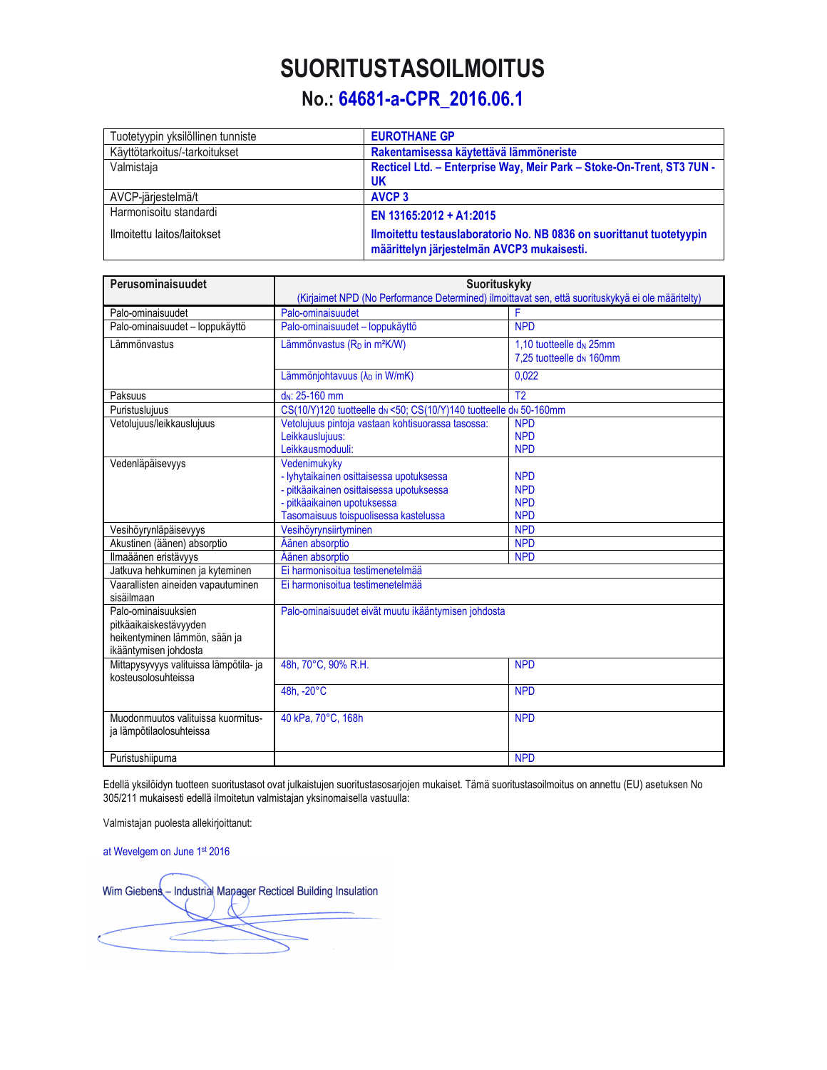# SUORITUSTASOILMOITUS

## No.: 64681-a-CPR_2016.06.1

| | |
|---|---|
| Tuotetyypin yksilöllinen tunniste | **EUROTHANE GP** |
| Käyttötarkoitus/-tarkoitukset | **Rakentamisessa käytettävä lämmöneriste** |
| Valmistaja | **Recticel Ltd. – Enterprise Way, Meir Park – Stoke-On-Trent, ST3 7UN - UK** |
| AVCP-järjestelmä/t | **AVCP 3** |
| Harmonisoitu standardi | **EN 13165:2012 + A1:2015** |
| Ilmoitettu laitos/laitokset | **Ilmoitettu testauslaboratorio No. NB 0836 on suorittanut tuotetyypin määrittelyn järjestelmän AVCP3 mukaisesti.** |

| Perusominaisuudet | Suorituskyky (Kirjaimet NPD (No Performance Determined) ilmoittavat sen, että suorituskykyä ei ole määritelty) | |
|---|---|---|
| Palo-ominaisuudet | Palo-ominaisuudet | F |
| Palo-ominaisuudet – loppukäyttö | Palo-ominaisuudet – loppukäyttö | NPD |
| Lämmönvastus | Lämmönvastus ($R_D$ in m²K/W) | 1,10 tuotteelle $d_N$ 25mm<br>7,25 tuotteelle $d_N$ 160mm |
| | Lämmönjohtavuus ($\lambda_D$ in W/mK) | 0,022 |
| Paksuus | $d_N$: 25-160 mm | T2 |
| Puristuslujuus | CS(10/Y)120 tuotteelle $d_N$ <50; CS(10/Y)140 tuotteelle $d_N$ 50-160mm | |
| Vetolujuus/leikkauslujuus | Vetolujuus pintoja vastaan kohtisuorassa tasossa:<br>Leikkauslujuus:<br>Leikkausmoduuli: | NPD<br>NPD<br>NPD |
| Vedenläpäisevyys | Vedenimukyky<br>- lyhytaikainen osittaisessa upotuksessa<br>- pitkäaikainen osittaisessa upotuksessa<br>- pitkäaikainen upotuksessa<br>Tasomaisuus toispuolisessa kastelussa | <br>NPD<br>NPD<br>NPD<br>NPD |
| Vesihöyrynläpäisevyys | Vesihöyrynsiirtyminen | NPD |
| Akustinen (äänen) absorptio | Äänen absorptio | NPD |
| Ilmaäänen eristävyys | Äänen absorptio | NPD |
| Jatkuva hehkuminen ja kyteminen | Ei harmonisoitua testimenetelmää | |
| Vaarallisten aineiden vapautuminen sisäilmaan | Ei harmonisoitua testimenetelmää | |
| Palo-ominaisuuksien pitkäaikaiskestävyyden heikentyminen lämmön, sään ja ikääntymisen johdosta | Palo-ominaisuudet eivät muutu ikääntymisen johdosta | |
| Mittapysyvyys valituissa lämpötila- ja kosteusolosuhteissa | 48h, 70°C, 90% R.H. | NPD |
| | 48h, -20°C | NPD |
| Muodonmuutos valituissa kuormitus- ja lämpötilaolosuhteissa | 40 kPa, 70°C, 168h | NPD |
| Puristushiipuma | | NPD |

Edellä yksilöidyn tuotteen suoritustasot ovat julkaistujen suoritustasosarjojen mukaiset. Tämä suoritustasoilmoitus on annettu (EU) asetuksen No 305/211 mukaisesti edellä ilmoitetun valmistajan yksinomaisella vastuulla:

Valmistajan puolesta allekirjoittanut:

at Wevelgem on June 1st 2016

Wim Giebens – Industrial Manager Recticel Building Insulation